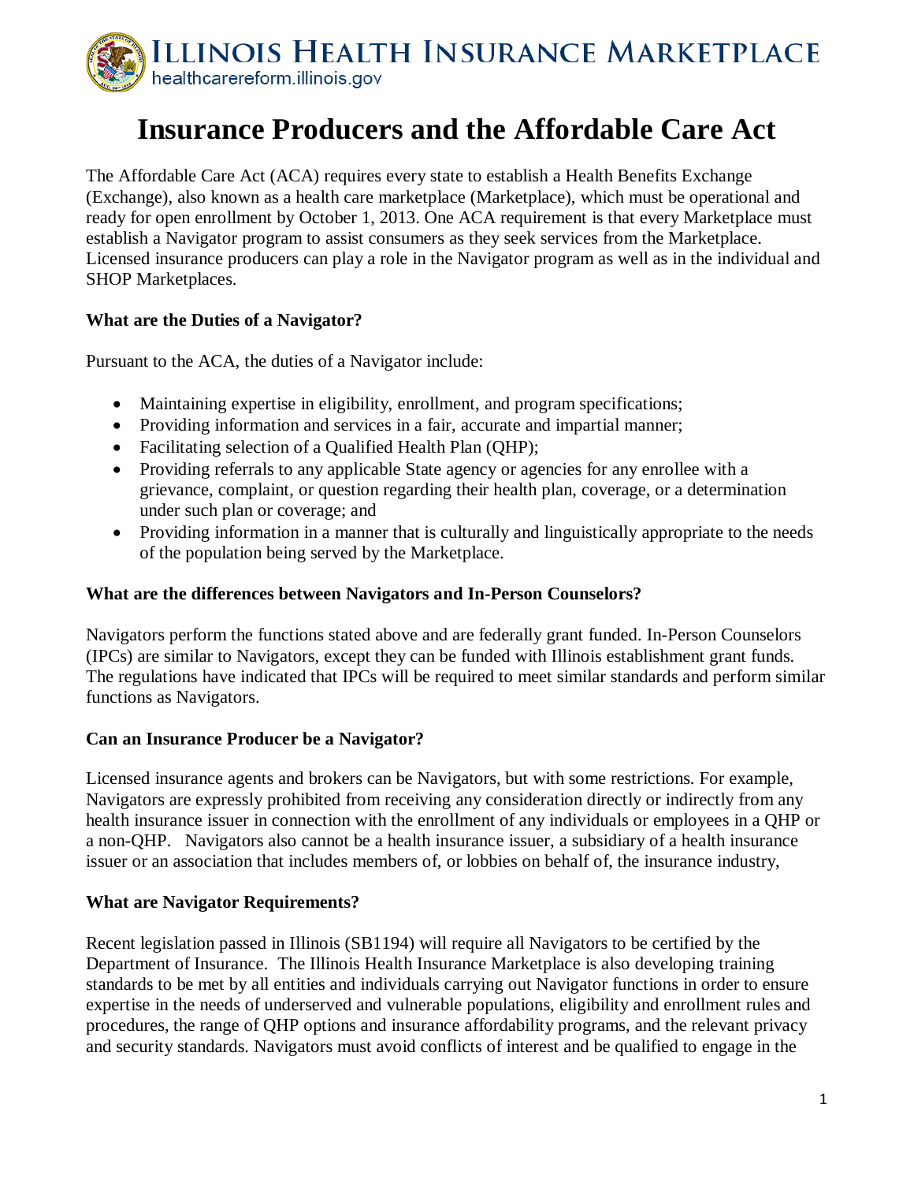# ILLINOIS HEALTH INSURANCE MARKETPLACE

healthcarereform.illinois.gov

# Insurance Producers and the Affordable Care Act

The Affordable Care Act (ACA) requires every state to establish a Health Benefits Exchange (Exchange), also known as a health care marketplace (Marketplace), which must be operational and ready for open enrollment by October 1, 2013. One ACA requirement is that every Marketplace must establish a Navigator program to assist consumers as they seek services from the Marketplace. Licensed insurance producers can play a role in the Navigator program as well as in the individual and SHOP Marketplaces.

### What are the Duties of a Navigator?

Pursuant to the ACA, the duties of a Navigator include:

- Maintaining expertise in eligibility, enrollment, and program specifications;
- Providing information and services in a fair, accurate and impartial manner;
- Facilitating selection of a Qualified Health Plan (QHP);
- Providing referrals to any applicable State agency or agencies for any enrollee with a grievance, complaint, or question regarding their health plan, coverage, or a determination under such plan or coverage; and
- Providing information in a manner that is culturally and linguistically appropriate to the needs of the population being served by the Marketplace.

### What are the differences between Navigators and In-Person Counselors?

Navigators perform the functions stated above and are federally grant funded. In-Person Counselors (IPCs) are similar to Navigators, except they can be funded with Illinois establishment grant funds. The regulations have indicated that IPCs will be required to meet similar standards and perform similar functions as Navigators.

### Can an Insurance Producer be a Navigator?

Licensed insurance agents and brokers can be Navigators, but with some restrictions. For example, Navigators are expressly prohibited from receiving any consideration directly or indirectly from any health insurance issuer in connection with the enrollment of any individuals or employees in a QHP or a non-QHP. Navigators also cannot be a health insurance issuer, a subsidiary of a health insurance issuer or an association that includes members of, or lobbies on behalf of, the insurance industry,

### What are Navigator Requirements?

Recent legislation passed in Illinois (SB1194) will require all Navigators to be certified by the Department of Insurance. The Illinois Health Insurance Marketplace is also developing training standards to be met by all entities and individuals carrying out Navigator functions in order to ensure expertise in the needs of underserved and vulnerable populations, eligibility and enrollment rules and procedures, the range of QHP options and insurance affordability programs, and the relevant privacy and security standards. Navigators must avoid conflicts of interest and be qualified to engage in the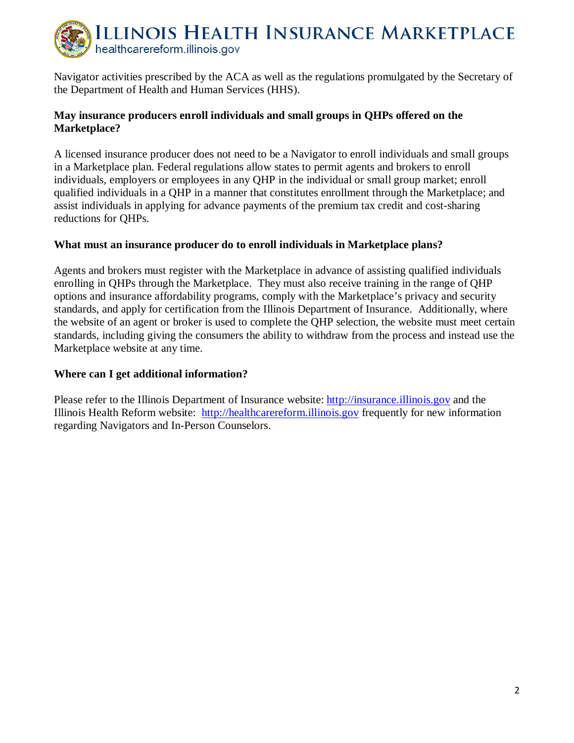Navigator activities prescribed by the ACA as well as the regulations promulgated by the Secretary of the Department of Health and Human Services (HHS).

**May insurance producers enroll individuals and small groups in QHPs offered on the Marketplace?**

A licensed insurance producer does not need to be a Navigator to enroll individuals and small groups in a Marketplace plan. Federal regulations allow states to permit agents and brokers to enroll individuals, employers or employees in any QHP in the individual or small group market; enroll qualified individuals in a QHP in a manner that constitutes enrollment through the Marketplace; and assist individuals in applying for advance payments of the premium tax credit and cost-sharing reductions for QHPs.

**What must an insurance producer do to enroll individuals in Marketplace plans?**

Agents and brokers must register with the Marketplace in advance of assisting qualified individuals enrolling in QHPs through the Marketplace. They must also receive training in the range of QHP options and insurance affordability programs, comply with the Marketplace's privacy and security standards, and apply for certification from the Illinois Department of Insurance. Additionally, where the website of an agent or broker is used to complete the QHP selection, the website must meet certain standards, including giving the consumers the ability to withdraw from the process and instead use the Marketplace website at any time.

**Where can I get additional information?**

Please refer to the Illinois Department of Insurance website: http://insurance.illinois.gov and the Illinois Health Reform website: http://healthcarereform.illinois.gov frequently for new information regarding Navigators and In-Person Counselors.